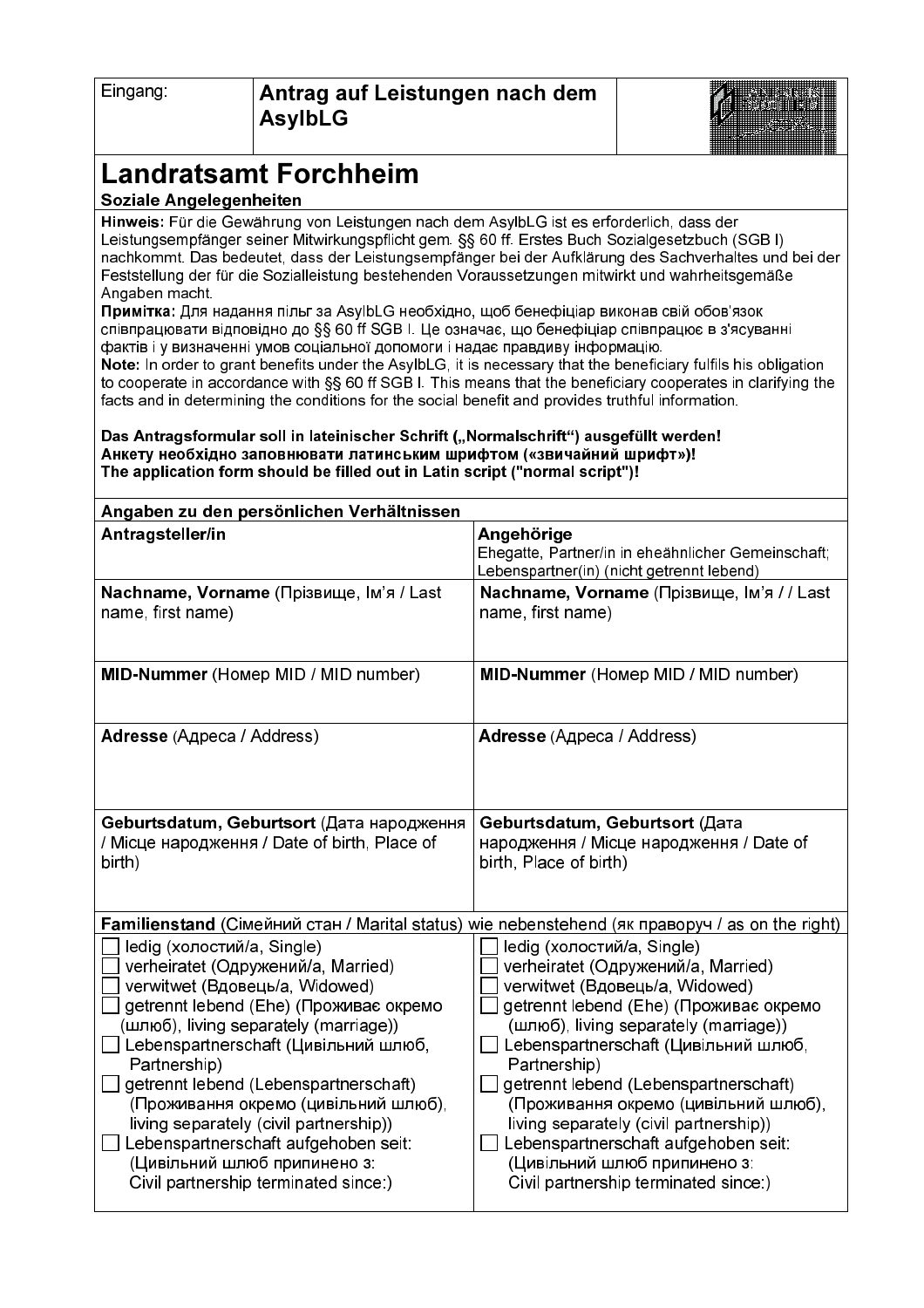| Eingang: | **Antrag auf Leistungen nach dem AsylbLG** | |
|---|---|---|

# Landratsamt Forchheim

**Soziale Angelegenheiten**

**Hinweis:** Für die Gewährung von Leistungen nach dem AsylbLG ist es erforderlich, dass der Leistungsempfänger seiner Mitwirkungspflicht gem. §§ 60 ff. Erstes Buch Sozialgesetzbuch (SGB I) nachkommt. Das bedeutet, dass der Leistungsempfänger bei der Aufklärung des Sachverhaltes und bei der Feststellung der für die Sozialleistung bestehenden Voraussetzungen mitwirkt und wahrheitsgemäße Angaben macht.

**Примітка:** Для надання пільг за AsylbLG необхідно, щоб бенефіціар виконав свій обов'язок співпрацювати відповідно до §§ 60 ff SGB I. Це означає, що бенефіціар співпрацює в з'ясуванні фактів і у визначенні умов соціальної допомоги і надає правдиву інформацію.

**Note:** In order to grant benefits under the AsylbLG, it is necessary that the beneficiary fulfils his obligation to cooperate in accordance with §§ 60 ff SGB I. This means that the beneficiary cooperates in clarifying the facts and in determining the conditions for the social benefit and provides truthful information.

**Das Antragsformular soll in lateinischer Schrift („Normalschrift") ausgefüllt werden!**
**Анкету необхідно заповнювати латинським шрифтом («звичайний шрифт»)!**
**The application form should be filled out in Latin script ("normal script")!**

| **Angaben zu den persönlichen Verhältnissen** | |
|---|---|
| **Antragsteller/in** | **Angehörige** Ehegatte, Partner/in in eheähnlicher Gemeinschaft; Lebenspartner(in) (nicht getrennt lebend) |
| **Nachname, Vorname** (Прізвище, Ім'я / Last name, first name) | **Nachname, Vorname** (Прізвище, Ім'я / / Last name, first name) |
| **MID-Nummer** (Номер MID / MID number) | **MID-Nummer** (Номер MID / MID number) |
| **Adresse** (Адреса / Address) | **Adresse** (Адреса / Address) |
| **Geburtsdatum, Geburtsort** (Дата народження / Місце народження / Date of birth, Place of birth) | **Geburtsdatum, Geburtsort** (Дата народження / Місце народження / Date of birth, Place of birth) |
| **Familienstand** (Сімейний стан / Marital status) wie nebenstehend (як праворуч / as on the right) | |
| ☐ ledig (холостий/а, Single)<br>☐ verheiratet (Одружений/а, Married)<br>☐ verwitwet (Вдовець/а, Widowed)<br>☐ getrennt lebend (Ehe) (Проживає окремо (шлюб), living separately (marriage))<br>☐ Lebenspartnerschaft (Цивільний шлюб, Partnership)<br>☐ getrennt lebend (Lebenspartnerschaft) (Проживання окремо (цивільний шлюб), living separately (civil partnership))<br>☐ Lebenspartnerschaft aufgehoben seit: (Цивільний шлюб припинено з: Civil partnership terminated since:) | ☐ ledig (холостий/а, Single)<br>☐ verheiratet (Одружений/а, Married)<br>☐ verwitwet (Вдовець/а, Widowed)<br>☐ getrennt lebend (Ehe) (Проживає окремо (шлюб), living separately (marriage))<br>☐ Lebenspartnerschaft (Цивільний шлюб, Partnership)<br>☐ getrennt lebend (Lebenspartnerschaft) (Проживання окремо (цивільний шлюб), living separately (civil partnership))<br>☐ Lebenspartnerschaft aufgehoben seit: (Цивільний шлюб припинено з: Civil partnership terminated since:) |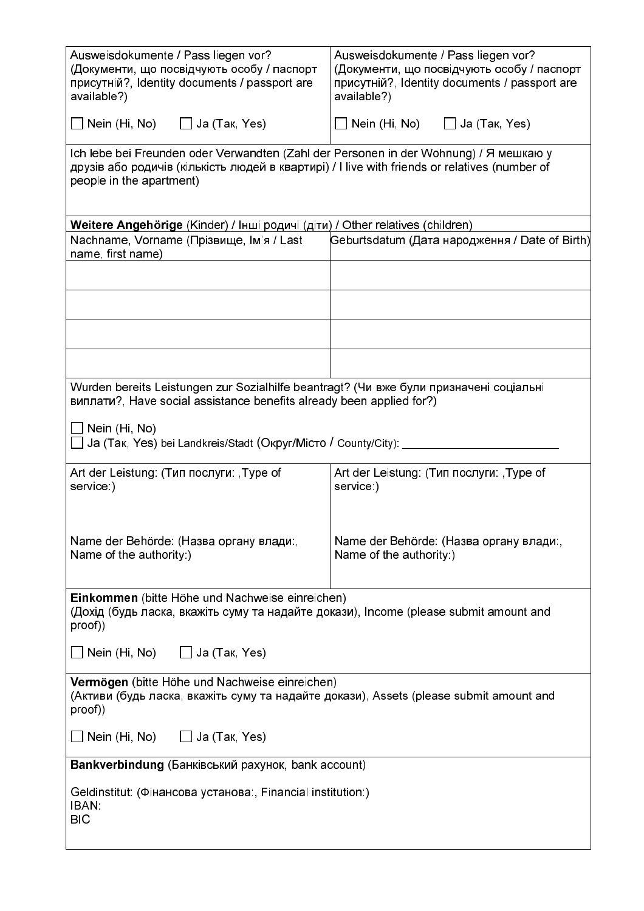| Ausweisdokumente / Pass liegen vor? (Документи, що посвідчують особу / паспорт присутній?, Identity documents / passport are available?) ☐ Nein (Ні, No) ☐ Ja (Так, Yes) | Ausweisdokumente / Pass liegen vor? (Документи, що посвідчують особу / паспорт присутній?, Identity documents / passport are available?) ☐ Nein (Ні, No) ☐ Ja (Так, Yes) |
|---|---|

Ich lebe bei Freunden oder Verwandten (Zahl der Personen in der Wohnung) / Я мешкаю у друзів або родичів (кількість людей в квартирі) / I live with friends or relatives (number of people in the apartment)

**Weitere Angehörige** (Kinder) / Інші родичі (діти) / Other relatives (children)

| Nachname, Vorname (Прізвище, Ім'я / Last name, first name) | Geburtsdatum (Дата народження / Date of Birth) |
|---|---|
| | |
| | |
| | |
| | |

Wurden bereits Leistungen zur Sozialhilfe beantragt? (Чи вже були призначені соціальні виплати?, Have social assistance benefits already been applied for?)

☐ Nein (Ні, No)
☐ Ja (Так, Yes) bei Landkreis/Stadt (Округ/Місто / County/City): ________________________

| Art der Leistung: (Тип послуги: ,Type of service:) Name der Behörde: (Назва органу влади:, Name of the authority:) | Art der Leistung: (Тип послуги: ,Type of service:) Name der Behörde: (Назва органу влади:, Name of the authority:) |
|---|---|

**Einkommen** (bitte Höhe und Nachweise einreichen)
(Дохід (будь ласка, вкажіть суму та надайте докази), Income (please submit amount and proof))

☐ Nein (Ні, No) ☐ Ja (Так, Yes)

**Vermögen** (bitte Höhe und Nachweise einreichen)
(Активи (будь ласка, вкажіть суму та надайте докази), Assets (please submit amount and proof))

☐ Nein (Ні, No) ☐ Ja (Так, Yes)

**Bankverbindung** (Банківський рахунок, bank account)

Geldinstitut: (Фінансова установа:, Financial institution:)
IBAN:
BIC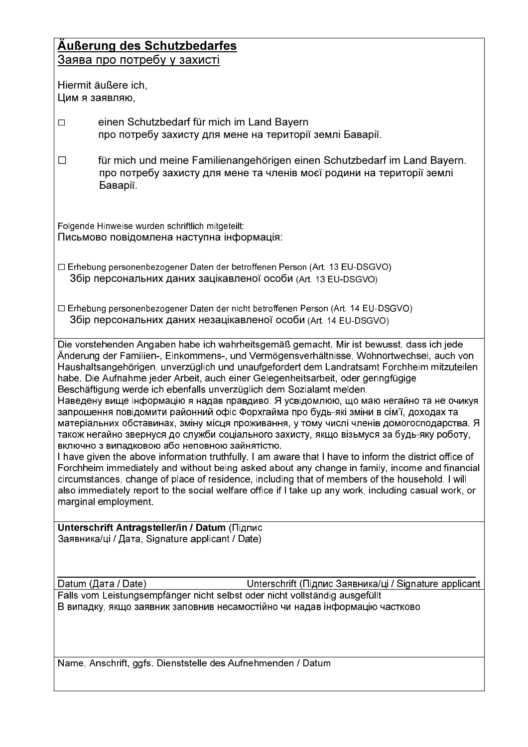## Äußerung des Schutzbedarfes
Заява про потребу у захисті

Hiermit äußere ich,
Цим я заявляю,

☐ einen Schutzbedarf für mich im Land Bayern
про потребу захисту для мене на території землі Баварії.

☐ für mich und meine Familienangehörigen einen Schutzbedarf im Land Bayern.
про потребу захисту для мене та членів моєї родини на території землі Баварії.

Folgende Hinweise wurden schriftlich mitgeteilt:
Письмово повідомлена наступна інформація:

☐ Erhebung personenbezogener Daten der betroffenen Person (Art. 13 EU-DSGVO)
Збір персональних даних зацікавленої особи (Art. 13 EU-DSGVO)

☐ Erhebung personenbezogener Daten der nicht betroffenen Person (Art. 14 EU-DSGVO)
Збір персональних даних незацікавленої особи (Art. 14 EU-DSGVO)

Die vorstehenden Angaben habe ich wahrheitsgemäß gemacht. Mir ist bewusst, dass ich jede Änderung der Familien-, Einkommens-, und Vermögensverhältnisse, Wohnortwechsel, auch von Haushaltsangehörigen, unverzüglich und unaufgefordert dem Landratsamt Forchheim mitzuteilen habe. Die Aufnahme jeder Arbeit, auch einer Gelegenheitsarbeit, oder geringfügige Beschäftigung werde ich ebenfalls unverzüglich dem Sozialamt melden.
Наведену вище інформацію я надав правдиво. Я усвідомлюю, що маю негайно та не очикуя запрошення повідомити районний офіс Форхгайма про будь-які зміни в сім'ї, доходах та матеріальних обставинах, зміну місця проживання, у тому числі членів домогосподарства. Я також негайно звернуся до служби соціального захисту, якщо візьмуся за будь-яку роботу, включно з випадковою або неповною зайнятістю.
I have given the above information truthfully. I am aware that I have to inform the district office of Forchheim immediately and without being asked about any change in family, income and financial circumstances, change of place of residence, including that of members of the household. I will also immediately report to the social welfare office if I take up any work, including casual work, or marginal employment.

**Unterschrift Antragsteller/in / Datum** (Підпис Заявника/ці / Дата, Signature applicant / Date)

Datum (Дата / Date) — Unterschrift (Підпис Заявника/ці / Signature applicant

Falls vom Leistungsempfänger nicht selbst oder nicht vollständig ausgefüllt
В випадку, якщо заявник заповнив несамостійно чи надав інформацію частково

Name, Anschrift, ggfs. Dienststelle des Aufnehmenden / Datum